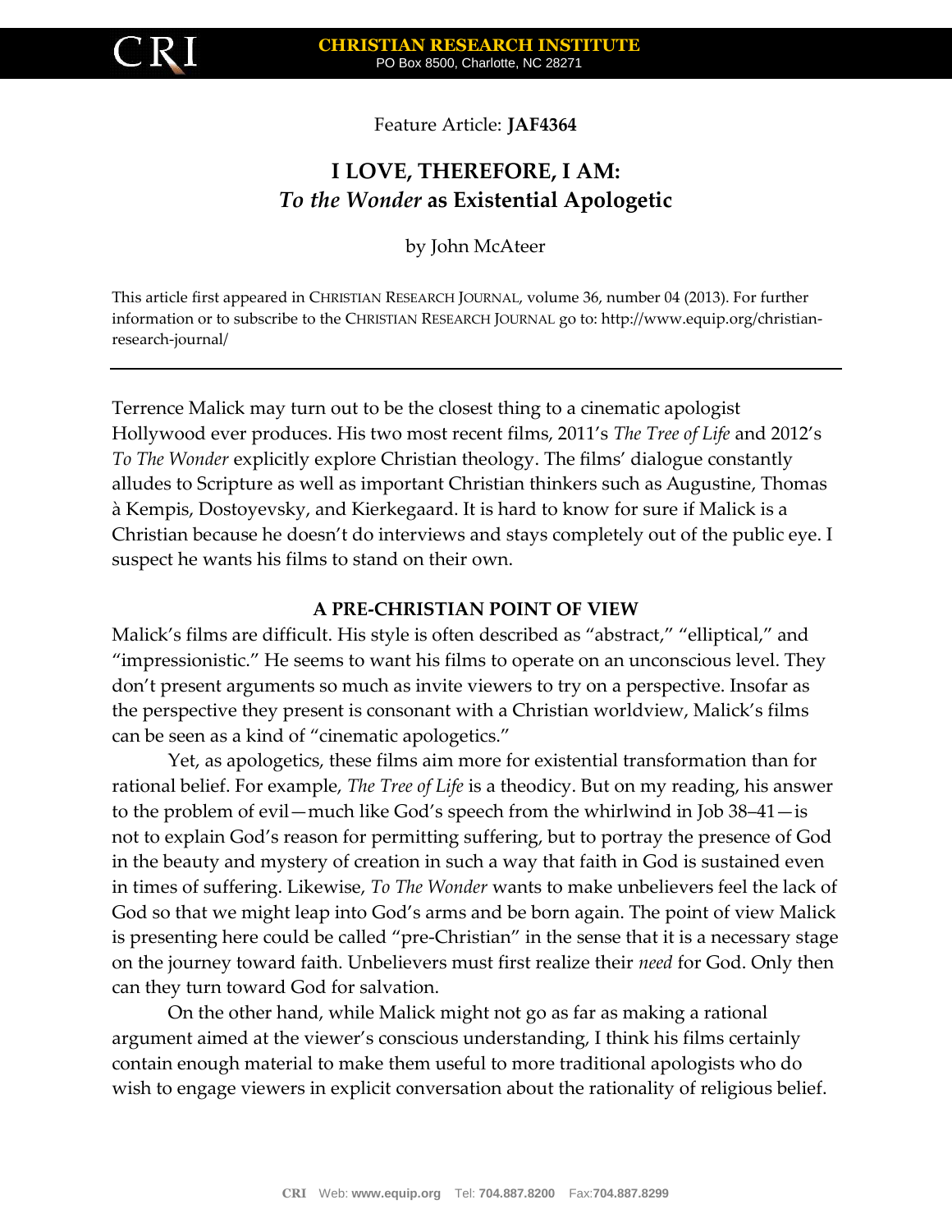Feature Article: **JAF4364**

# I LOVE, THEREFORE, I AM: *To the Wonder* as Existential Apologetic

by John McAteer

This article first appeared in CHRISTIAN RESEARCH JOURNAL, volume 36, number 04 (2013). For further information or to subscribe to the CHRISTIAN RESEARCH JOURNAL go to: http://www.equip.org/christian-research-journal/

---

Terrence Malick may turn out to be the closest thing to a cinematic apologist Hollywood ever produces. His two most recent films, 2011's *The Tree of Life* and 2012's *To The Wonder* explicitly explore Christian theology. The films' dialogue constantly alludes to Scripture as well as important Christian thinkers such as Augustine, Thomas à Kempis, Dostoyevsky, and Kierkegaard. It is hard to know for sure if Malick is a Christian because he doesn't do interviews and stays completely out of the public eye. I suspect he wants his films to stand on their own.

## A PRE-CHRISTIAN POINT OF VIEW

Malick's films are difficult. His style is often described as "abstract," "elliptical," and "impressionistic." He seems to want his films to operate on an unconscious level. They don't present arguments so much as invite viewers to try on a perspective. Insofar as the perspective they present is consonant with a Christian worldview, Malick's films can be seen as a kind of "cinematic apologetics."

Yet, as apologetics, these films aim more for existential transformation than for rational belief. For example, *The Tree of Life* is a theodicy. But on my reading, his answer to the problem of evil—much like God's speech from the whirlwind in Job 38–41—is not to explain God's reason for permitting suffering, but to portray the presence of God in the beauty and mystery of creation in such a way that faith in God is sustained even in times of suffering. Likewise, *To The Wonder* wants to make unbelievers feel the lack of God so that we might leap into God's arms and be born again. The point of view Malick is presenting here could be called "pre-Christian" in the sense that it is a necessary stage on the journey toward faith. Unbelievers must first realize their *need* for God. Only then can they turn toward God for salvation.

On the other hand, while Malick might not go as far as making a rational argument aimed at the viewer's conscious understanding, I think his films certainly contain enough material to make them useful to more traditional apologists who do wish to engage viewers in explicit conversation about the rationality of religious belief.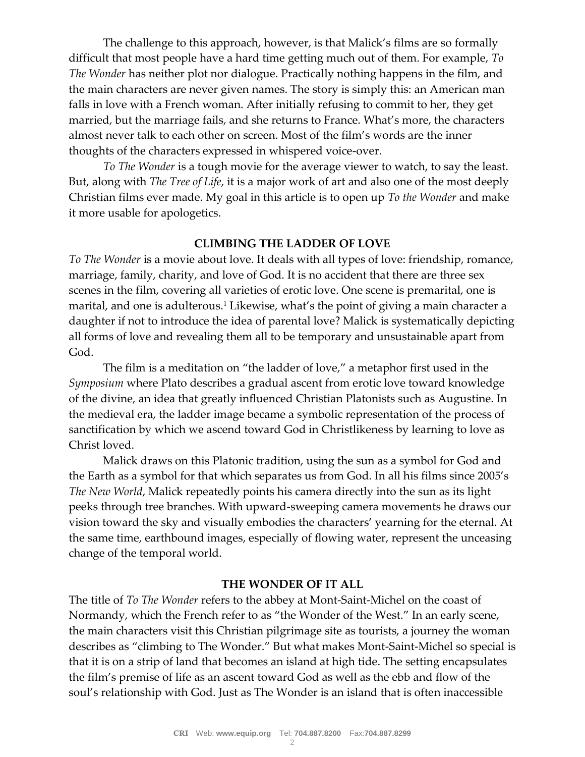The challenge to this approach, however, is that Malick's films are so formally difficult that most people have a hard time getting much out of them. For example, *To The Wonder* has neither plot nor dialogue. Practically nothing happens in the film, and the main characters are never given names. The story is simply this: an American man falls in love with a French woman. After initially refusing to commit to her, they get married, but the marriage fails, and she returns to France. What's more, the characters almost never talk to each other on screen. Most of the film's words are the inner thoughts of the characters expressed in whispered voice-over.

*To The Wonder* is a tough movie for the average viewer to watch, to say the least. But, along with *The Tree of Life*, it is a major work of art and also one of the most deeply Christian films ever made. My goal in this article is to open up *To the Wonder* and make it more usable for apologetics.

## CLIMBING THE LADDER OF LOVE

*To The Wonder* is a movie about love. It deals with all types of love: friendship, romance, marriage, family, charity, and love of God. It is no accident that there are three sex scenes in the film, covering all varieties of erotic love. One scene is premarital, one is marital, and one is adulterous.[1] Likewise, what's the point of giving a main character a daughter if not to introduce the idea of parental love? Malick is systematically depicting all forms of love and revealing them all to be temporary and unsustainable apart from God.

The film is a meditation on "the ladder of love," a metaphor first used in the *Symposium* where Plato describes a gradual ascent from erotic love toward knowledge of the divine, an idea that greatly influenced Christian Platonists such as Augustine. In the medieval era, the ladder image became a symbolic representation of the process of sanctification by which we ascend toward God in Christlikeness by learning to love as Christ loved.

Malick draws on this Platonic tradition, using the sun as a symbol for God and the Earth as a symbol for that which separates us from God. In all his films since 2005's *The New World*, Malick repeatedly points his camera directly into the sun as its light peeks through tree branches. With upward-sweeping camera movements he draws our vision toward the sky and visually embodies the characters' yearning for the eternal. At the same time, earthbound images, especially of flowing water, represent the unceasing change of the temporal world.

## THE WONDER OF IT ALL

The title of *To The Wonder* refers to the abbey at Mont-Saint-Michel on the coast of Normandy, which the French refer to as "the Wonder of the West." In an early scene, the main characters visit this Christian pilgrimage site as tourists, a journey the woman describes as "climbing to The Wonder." But what makes Mont-Saint-Michel so special is that it is on a strip of land that becomes an island at high tide. The setting encapsulates the film's premise of life as an ascent toward God as well as the ebb and flow of the soul's relationship with God. Just as The Wonder is an island that is often inaccessible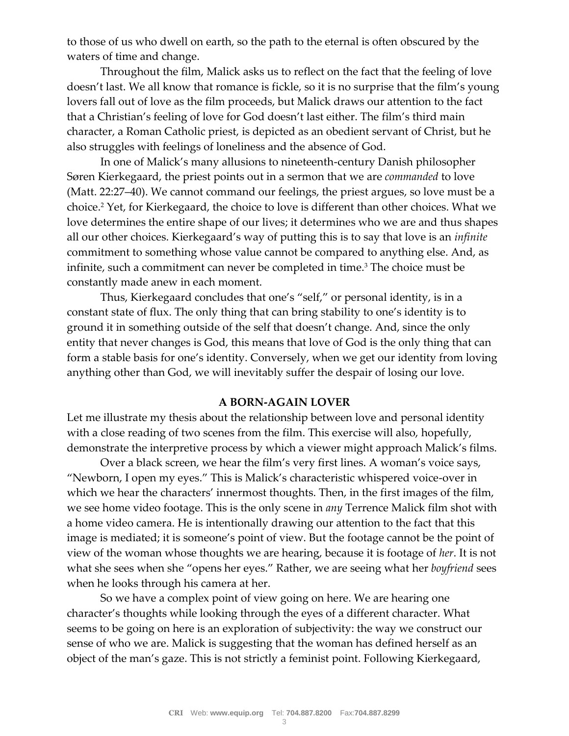to those of us who dwell on earth, so the path to the eternal is often obscured by the waters of time and change.

Throughout the film, Malick asks us to reflect on the fact that the feeling of love doesn't last. We all know that romance is fickle, so it is no surprise that the film's young lovers fall out of love as the film proceeds, but Malick draws our attention to the fact that a Christian's feeling of love for God doesn't last either. The film's third main character, a Roman Catholic priest, is depicted as an obedient servant of Christ, but he also struggles with feelings of loneliness and the absence of God.

In one of Malick's many allusions to nineteenth-century Danish philosopher Søren Kierkegaard, the priest points out in a sermon that we are *commanded* to love (Matt. 22:27–40). We cannot command our feelings, the priest argues, so love must be a choice.[2] Yet, for Kierkegaard, the choice to love is different than other choices. What we love determines the entire shape of our lives; it determines who we are and thus shapes all our other choices. Kierkegaard's way of putting this is to say that love is an *infinite* commitment to something whose value cannot be compared to anything else. And, as infinite, such a commitment can never be completed in time.[3] The choice must be constantly made anew in each moment.

Thus, Kierkegaard concludes that one's "self," or personal identity, is in a constant state of flux. The only thing that can bring stability to one's identity is to ground it in something outside of the self that doesn't change. And, since the only entity that never changes is God, this means that love of God is the only thing that can form a stable basis for one's identity. Conversely, when we get our identity from loving anything other than God, we will inevitably suffer the despair of losing our love.

## A BORN-AGAIN LOVER

Let me illustrate my thesis about the relationship between love and personal identity with a close reading of two scenes from the film. This exercise will also, hopefully, demonstrate the interpretive process by which a viewer might approach Malick's films.

Over a black screen, we hear the film's very first lines. A woman's voice says, "Newborn, I open my eyes." This is Malick's characteristic whispered voice-over in which we hear the characters' innermost thoughts. Then, in the first images of the film, we see home video footage. This is the only scene in *any* Terrence Malick film shot with a home video camera. He is intentionally drawing our attention to the fact that this image is mediated; it is someone's point of view. But the footage cannot be the point of view of the woman whose thoughts we are hearing, because it is footage of *her*. It is not what she sees when she "opens her eyes." Rather, we are seeing what her *boyfriend* sees when he looks through his camera at her.

So we have a complex point of view going on here. We are hearing one character's thoughts while looking through the eyes of a different character. What seems to be going on here is an exploration of subjectivity: the way we construct our sense of who we are. Malick is suggesting that the woman has defined herself as an object of the man's gaze. This is not strictly a feminist point. Following Kierkegaard,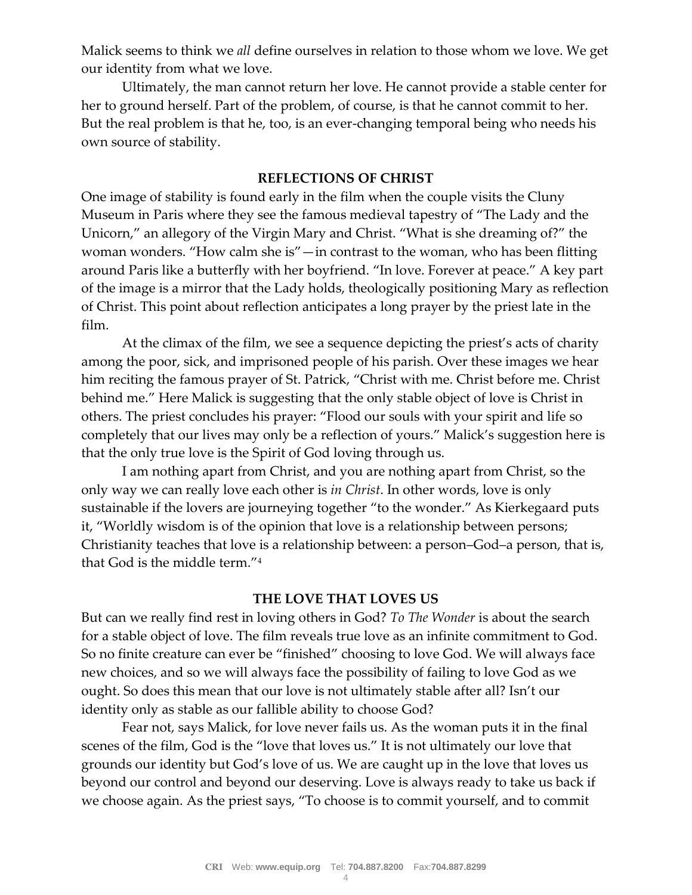Malick seems to think we *all* define ourselves in relation to those whom we love. We get our identity from what we love.

Ultimately, the man cannot return her love. He cannot provide a stable center for her to ground herself. Part of the problem, of course, is that he cannot commit to her. But the real problem is that he, too, is an ever-changing temporal being who needs his own source of stability.

## REFLECTIONS OF CHRIST

One image of stability is found early in the film when the couple visits the Cluny Museum in Paris where they see the famous medieval tapestry of "The Lady and the Unicorn," an allegory of the Virgin Mary and Christ. "What is she dreaming of?" the woman wonders. "How calm she is"—in contrast to the woman, who has been flitting around Paris like a butterfly with her boyfriend. "In love. Forever at peace." A key part of the image is a mirror that the Lady holds, theologically positioning Mary as reflection of Christ. This point about reflection anticipates a long prayer by the priest late in the film.

At the climax of the film, we see a sequence depicting the priest's acts of charity among the poor, sick, and imprisoned people of his parish. Over these images we hear him reciting the famous prayer of St. Patrick, "Christ with me. Christ before me. Christ behind me." Here Malick is suggesting that the only stable object of love is Christ in others. The priest concludes his prayer: "Flood our souls with your spirit and life so completely that our lives may only be a reflection of yours." Malick's suggestion here is that the only true love is the Spirit of God loving through us.

I am nothing apart from Christ, and you are nothing apart from Christ, so the only way we can really love each other is *in Christ*. In other words, love is only sustainable if the lovers are journeying together "to the wonder." As Kierkegaard puts it, "Worldly wisdom is of the opinion that love is a relationship between persons; Christianity teaches that love is a relationship between: a person–God–a person, that is, that God is the middle term."[4]

## THE LOVE THAT LOVES US

But can we really find rest in loving others in God? *To The Wonder* is about the search for a stable object of love. The film reveals true love as an infinite commitment to God. So no finite creature can ever be "finished" choosing to love God. We will always face new choices, and so we will always face the possibility of failing to love God as we ought. So does this mean that our love is not ultimately stable after all? Isn't our identity only as stable as our fallible ability to choose God?

Fear not, says Malick, for love never fails us. As the woman puts it in the final scenes of the film, God is the "love that loves us." It is not ultimately our love that grounds our identity but God's love of us. We are caught up in the love that loves us beyond our control and beyond our deserving. Love is always ready to take us back if we choose again. As the priest says, "To choose is to commit yourself, and to commit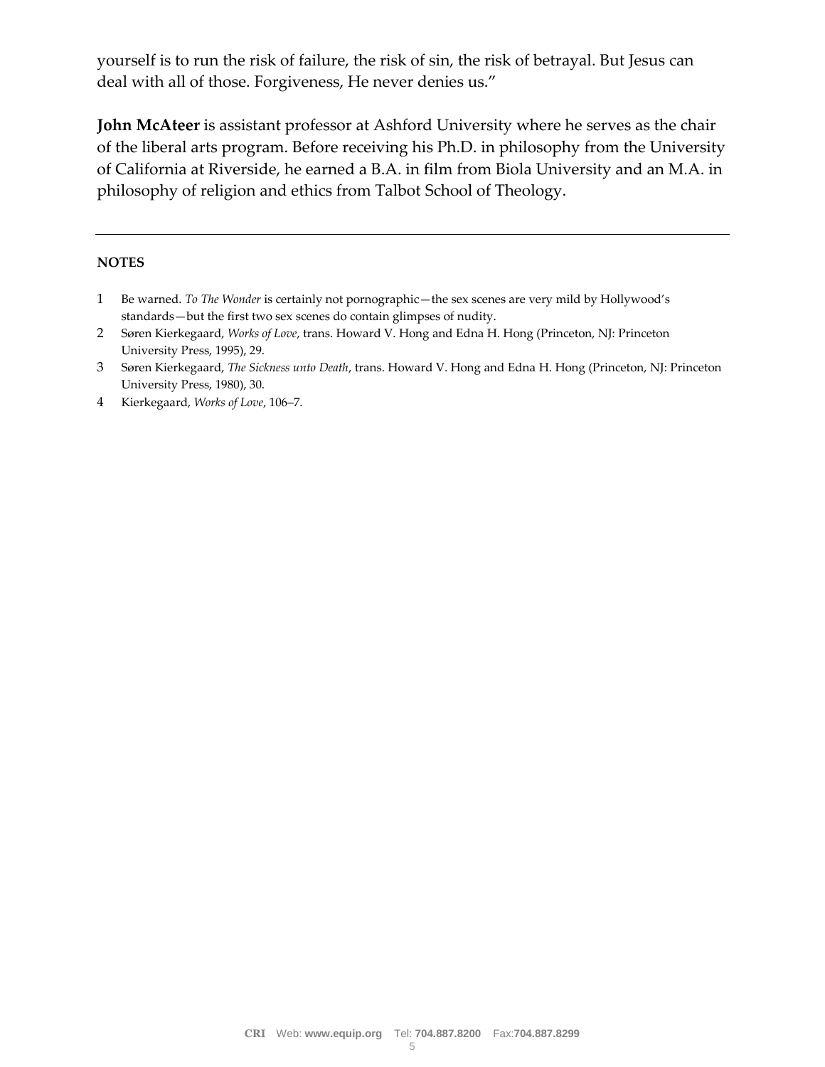yourself is to run the risk of failure, the risk of sin, the risk of betrayal. But Jesus can deal with all of those. Forgiveness, He never denies us."

**John McAteer** is assistant professor at Ashford University where he serves as the chair of the liberal arts program. Before receiving his Ph.D. in philosophy from the University of California at Riverside, he earned a B.A. in film from Biola University and an M.A. in philosophy of religion and ethics from Talbot School of Theology.

---

**NOTES**

1 Be warned. *To The Wonder* is certainly not pornographic—the sex scenes are very mild by Hollywood's standards—but the first two sex scenes do contain glimpses of nudity.

2 Søren Kierkegaard, *Works of Love*, trans. Howard V. Hong and Edna H. Hong (Princeton, NJ: Princeton University Press, 1995), 29.

3 Søren Kierkegaard, *The Sickness unto Death*, trans. Howard V. Hong and Edna H. Hong (Princeton, NJ: Princeton University Press, 1980), 30.

4 Kierkegaard, *Works of Love*, 106–7.